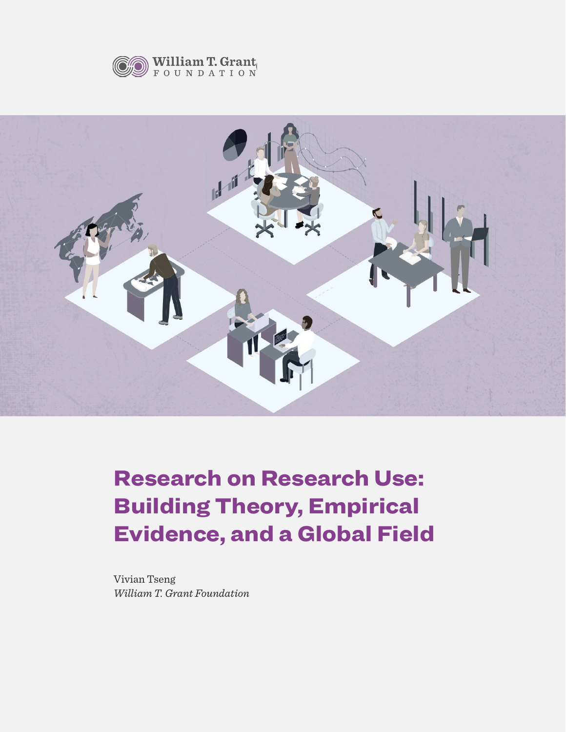William T. Grant FOUNDATION

# Research on Research Use: Building Theory, Empirical Evidence, and a Global Field

Vivian Tseng
*William T. Grant Foundation*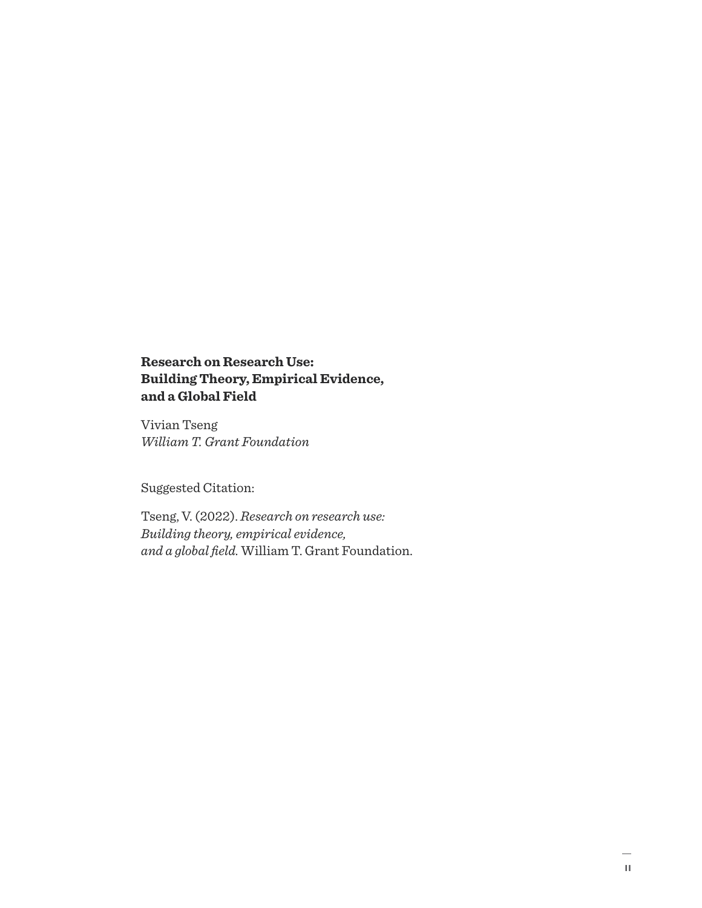**Research on Research Use:**
**Building Theory, Empirical Evidence, and a Global Field**

Vivian Tseng
*William T. Grant Foundation*

Suggested Citation:

Tseng, V. (2022). *Research on research use: Building theory, empirical evidence, and a global field.* William T. Grant Foundation.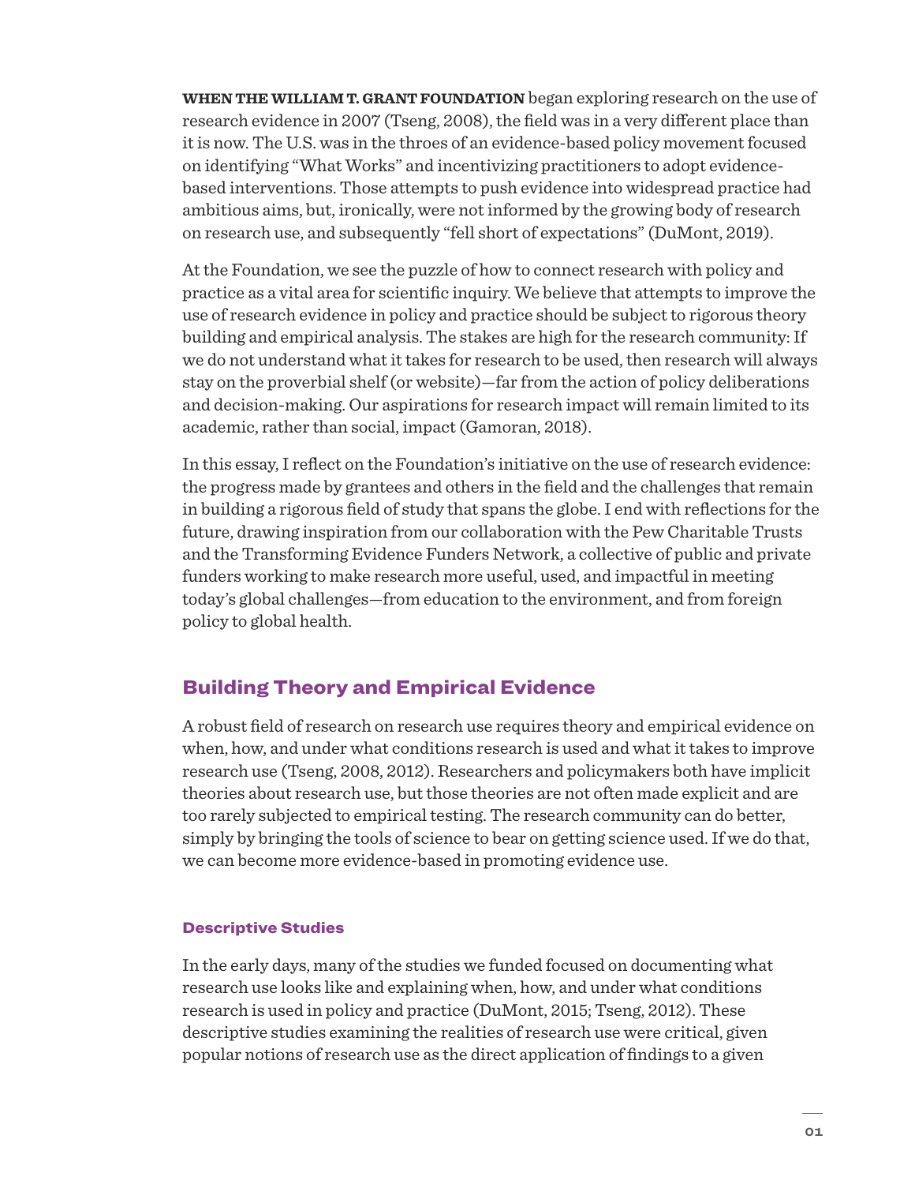**WHEN THE WILLIAM T. GRANT FOUNDATION** began exploring research on the use of research evidence in 2007 (Tseng, 2008), the field was in a very different place than it is now. The U.S. was in the throes of an evidence-based policy movement focused on identifying "What Works" and incentivizing practitioners to adopt evidence-based interventions. Those attempts to push evidence into widespread practice had ambitious aims, but, ironically, were not informed by the growing body of research on research use, and subsequently "fell short of expectations" (DuMont, 2019).

At the Foundation, we see the puzzle of how to connect research with policy and practice as a vital area for scientific inquiry. We believe that attempts to improve the use of research evidence in policy and practice should be subject to rigorous theory building and empirical analysis. The stakes are high for the research community: If we do not understand what it takes for research to be used, then research will always stay on the proverbial shelf (or website)—far from the action of policy deliberations and decision-making. Our aspirations for research impact will remain limited to its academic, rather than social, impact (Gamoran, 2018).

In this essay, I reflect on the Foundation's initiative on the use of research evidence: the progress made by grantees and others in the field and the challenges that remain in building a rigorous field of study that spans the globe. I end with reflections for the future, drawing inspiration from our collaboration with the Pew Charitable Trusts and the Transforming Evidence Funders Network, a collective of public and private funders working to make research more useful, used, and impactful in meeting today's global challenges—from education to the environment, and from foreign policy to global health.

## Building Theory and Empirical Evidence

A robust field of research on research use requires theory and empirical evidence on when, how, and under what conditions research is used and what it takes to improve research use (Tseng, 2008, 2012). Researchers and policymakers both have implicit theories about research use, but those theories are not often made explicit and are too rarely subjected to empirical testing. The research community can do better, simply by bringing the tools of science to bear on getting science used. If we do that, we can become more evidence-based in promoting evidence use.

### Descriptive Studies

In the early days, many of the studies we funded focused on documenting what research use looks like and explaining when, how, and under what conditions research is used in policy and practice (DuMont, 2015; Tseng, 2012). These descriptive studies examining the realities of research use were critical, given popular notions of research use as the direct application of findings to a given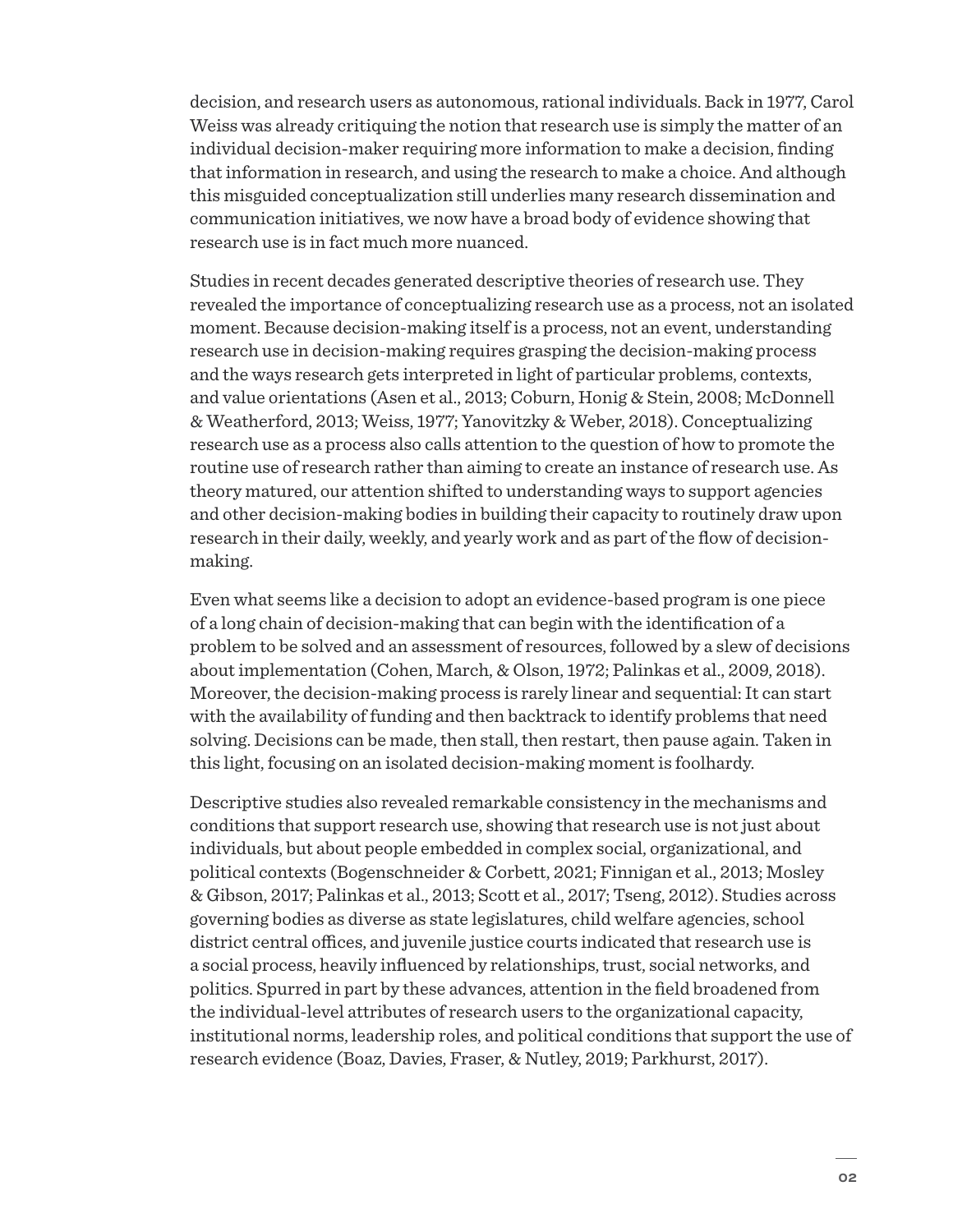decision, and research users as autonomous, rational individuals. Back in 1977, Carol Weiss was already critiquing the notion that research use is simply the matter of an individual decision-maker requiring more information to make a decision, finding that information in research, and using the research to make a choice. And although this misguided conceptualization still underlies many research dissemination and communication initiatives, we now have a broad body of evidence showing that research use is in fact much more nuanced.

Studies in recent decades generated descriptive theories of research use. They revealed the importance of conceptualizing research use as a process, not an isolated moment. Because decision-making itself is a process, not an event, understanding research use in decision-making requires grasping the decision-making process and the ways research gets interpreted in light of particular problems, contexts, and value orientations (Asen et al., 2013; Coburn, Honig & Stein, 2008; McDonnell & Weatherford, 2013; Weiss, 1977; Yanovitzky & Weber, 2018). Conceptualizing research use as a process also calls attention to the question of how to promote the routine use of research rather than aiming to create an instance of research use. As theory matured, our attention shifted to understanding ways to support agencies and other decision-making bodies in building their capacity to routinely draw upon research in their daily, weekly, and yearly work and as part of the flow of decision-making.

Even what seems like a decision to adopt an evidence-based program is one piece of a long chain of decision-making that can begin with the identification of a problem to be solved and an assessment of resources, followed by a slew of decisions about implementation (Cohen, March, & Olson, 1972; Palinkas et al., 2009, 2018). Moreover, the decision-making process is rarely linear and sequential: It can start with the availability of funding and then backtrack to identify problems that need solving. Decisions can be made, then stall, then restart, then pause again. Taken in this light, focusing on an isolated decision-making moment is foolhardy.

Descriptive studies also revealed remarkable consistency in the mechanisms and conditions that support research use, showing that research use is not just about individuals, but about people embedded in complex social, organizational, and political contexts (Bogenschneider & Corbett, 2021; Finnigan et al., 2013; Mosley & Gibson, 2017; Palinkas et al., 2013; Scott et al., 2017; Tseng, 2012). Studies across governing bodies as diverse as state legislatures, child welfare agencies, school district central offices, and juvenile justice courts indicated that research use is a social process, heavily influenced by relationships, trust, social networks, and politics. Spurred in part by these advances, attention in the field broadened from the individual-level attributes of research users to the organizational capacity, institutional norms, leadership roles, and political conditions that support the use of research evidence (Boaz, Davies, Fraser, & Nutley, 2019; Parkhurst, 2017).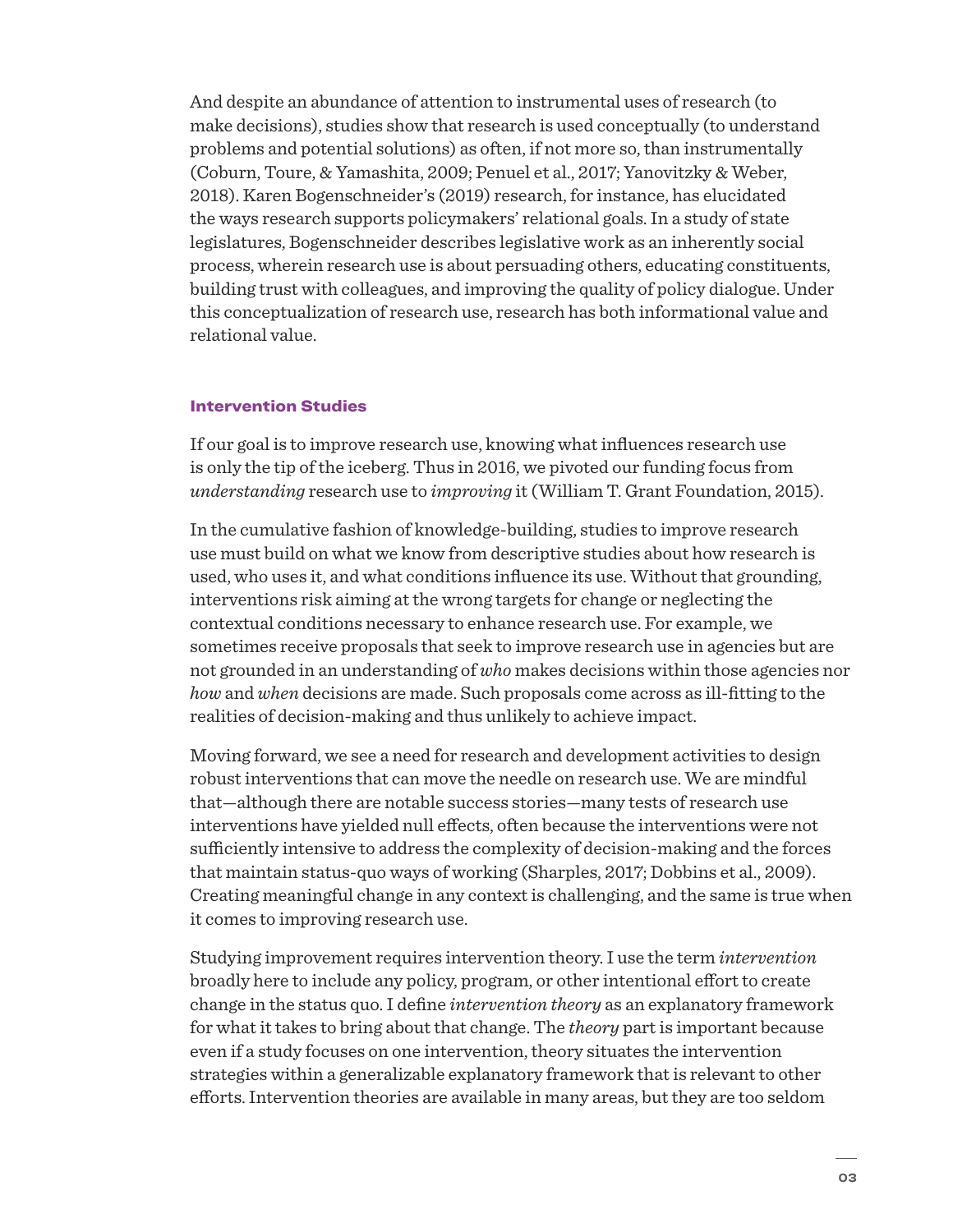And despite an abundance of attention to instrumental uses of research (to make decisions), studies show that research is used conceptually (to understand problems and potential solutions) as often, if not more so, than instrumentally (Coburn, Toure, & Yamashita, 2009; Penuel et al., 2017; Yanovitzky & Weber, 2018). Karen Bogenschneider's (2019) research, for instance, has elucidated the ways research supports policymakers' relational goals. In a study of state legislatures, Bogenschneider describes legislative work as an inherently social process, wherein research use is about persuading others, educating constituents, building trust with colleagues, and improving the quality of policy dialogue. Under this conceptualization of research use, research has both informational value and relational value.

### Intervention Studies

If our goal is to improve research use, knowing what influences research use is only the tip of the iceberg. Thus in 2016, we pivoted our funding focus from *understanding* research use to *improving* it (William T. Grant Foundation, 2015).

In the cumulative fashion of knowledge-building, studies to improve research use must build on what we know from descriptive studies about how research is used, who uses it, and what conditions influence its use. Without that grounding, interventions risk aiming at the wrong targets for change or neglecting the contextual conditions necessary to enhance research use. For example, we sometimes receive proposals that seek to improve research use in agencies but are not grounded in an understanding of *who* makes decisions within those agencies nor *how* and *when* decisions are made. Such proposals come across as ill-fitting to the realities of decision-making and thus unlikely to achieve impact.

Moving forward, we see a need for research and development activities to design robust interventions that can move the needle on research use. We are mindful that—although there are notable success stories—many tests of research use interventions have yielded null effects, often because the interventions were not sufficiently intensive to address the complexity of decision-making and the forces that maintain status-quo ways of working (Sharples, 2017; Dobbins et al., 2009). Creating meaningful change in any context is challenging, and the same is true when it comes to improving research use.

Studying improvement requires intervention theory. I use the term *intervention* broadly here to include any policy, program, or other intentional effort to create change in the status quo. I define *intervention theory* as an explanatory framework for what it takes to bring about that change. The *theory* part is important because even if a study focuses on one intervention, theory situates the intervention strategies within a generalizable explanatory framework that is relevant to other efforts. Intervention theories are available in many areas, but they are too seldom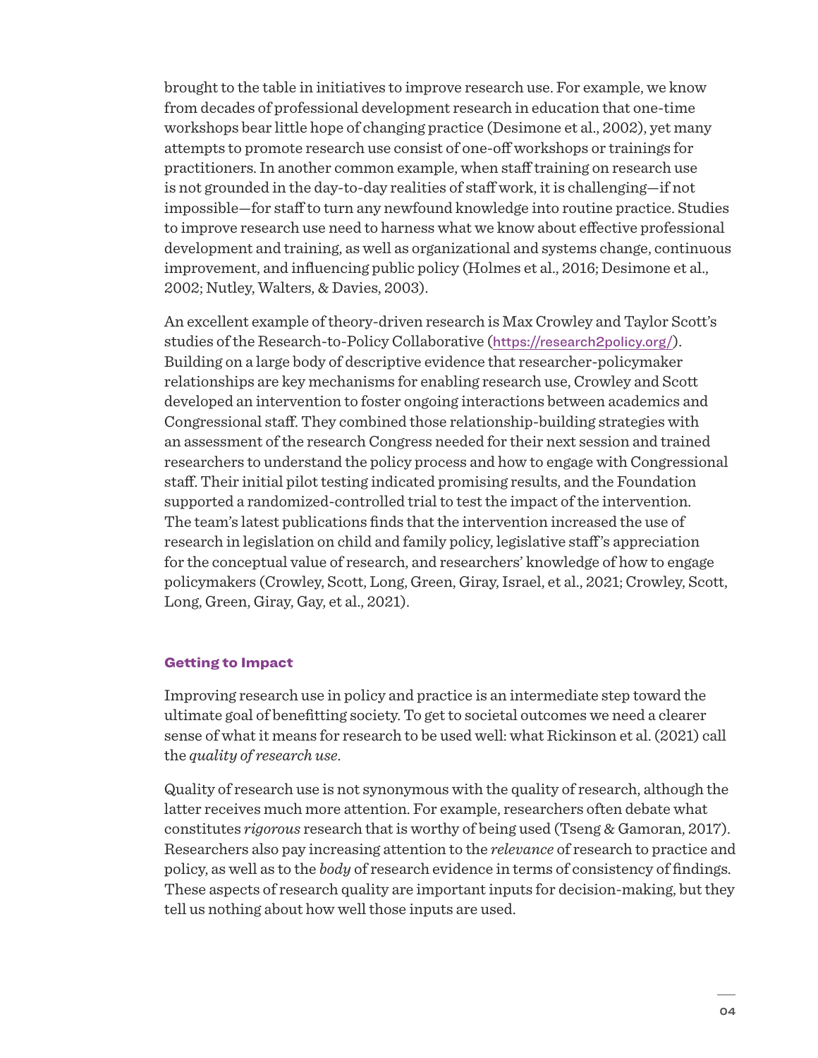brought to the table in initiatives to improve research use. For example, we know from decades of professional development research in education that one-time workshops bear little hope of changing practice (Desimone et al., 2002), yet many attempts to promote research use consist of one-off workshops or trainings for practitioners. In another common example, when staff training on research use is not grounded in the day-to-day realities of staff work, it is challenging—if not impossible—for staff to turn any newfound knowledge into routine practice. Studies to improve research use need to harness what we know about effective professional development and training, as well as organizational and systems change, continuous improvement, and influencing public policy (Holmes et al., 2016; Desimone et al., 2002; Nutley, Walters, & Davies, 2003).

An excellent example of theory-driven research is Max Crowley and Taylor Scott's studies of the Research-to-Policy Collaborative (https://research2policy.org/). Building on a large body of descriptive evidence that researcher-policymaker relationships are key mechanisms for enabling research use, Crowley and Scott developed an intervention to foster ongoing interactions between academics and Congressional staff. They combined those relationship-building strategies with an assessment of the research Congress needed for their next session and trained researchers to understand the policy process and how to engage with Congressional staff. Their initial pilot testing indicated promising results, and the Foundation supported a randomized-controlled trial to test the impact of the intervention. The team's latest publications finds that the intervention increased the use of research in legislation on child and family policy, legislative staff's appreciation for the conceptual value of research, and researchers' knowledge of how to engage policymakers (Crowley, Scott, Long, Green, Giray, Israel, et al., 2021; Crowley, Scott, Long, Green, Giray, Gay, et al., 2021).

## Getting to Impact

Improving research use in policy and practice is an intermediate step toward the ultimate goal of benefitting society. To get to societal outcomes we need a clearer sense of what it means for research to be used well: what Rickinson et al. (2021) call the *quality of research use*.

Quality of research use is not synonymous with the quality of research, although the latter receives much more attention. For example, researchers often debate what constitutes *rigorous* research that is worthy of being used (Tseng & Gamoran, 2017). Researchers also pay increasing attention to the *relevance* of research to practice and policy, as well as to the *body* of research evidence in terms of consistency of findings. These aspects of research quality are important inputs for decision-making, but they tell us nothing about how well those inputs are used.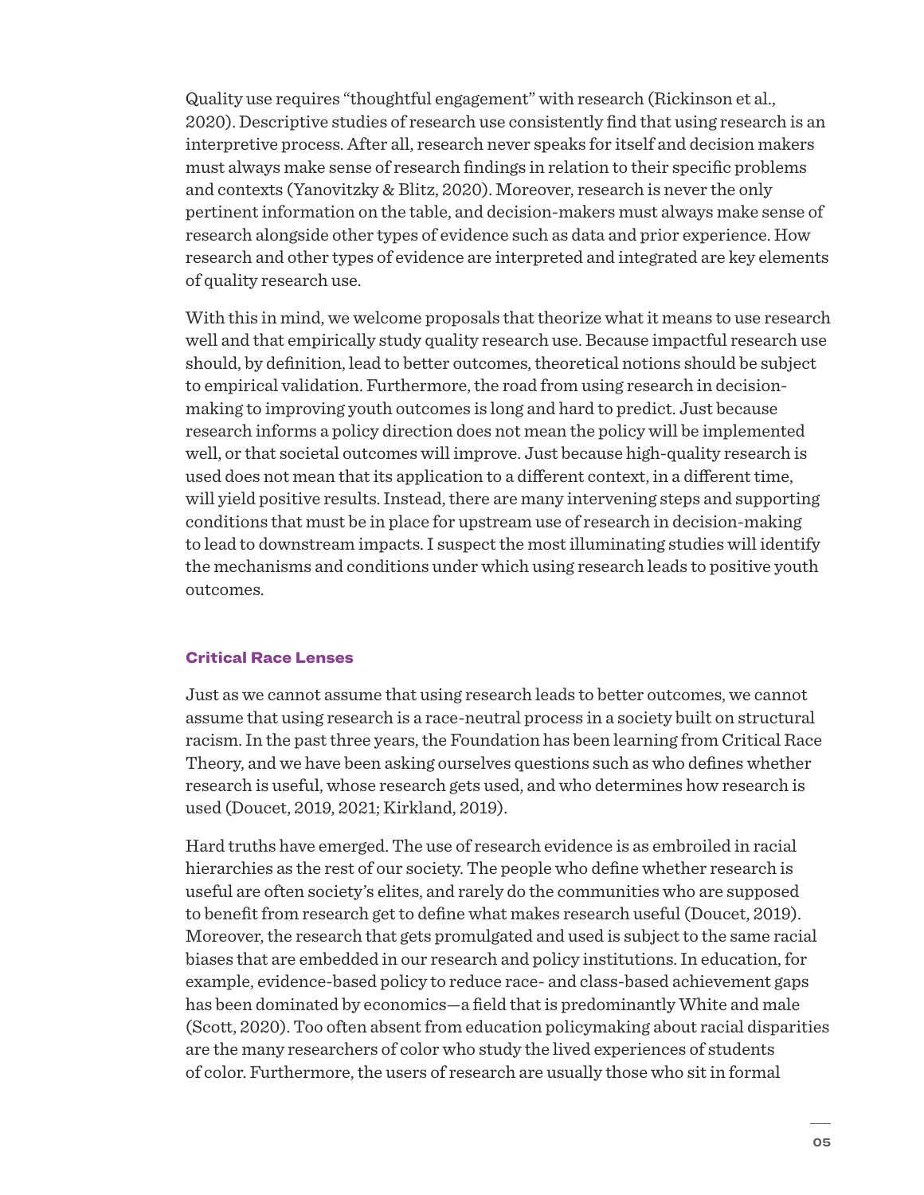Quality use requires "thoughtful engagement" with research (Rickinson et al., 2020). Descriptive studies of research use consistently find that using research is an interpretive process. After all, research never speaks for itself and decision makers must always make sense of research findings in relation to their specific problems and contexts (Yanovitzky & Blitz, 2020). Moreover, research is never the only pertinent information on the table, and decision-makers must always make sense of research alongside other types of evidence such as data and prior experience. How research and other types of evidence are interpreted and integrated are key elements of quality research use.

With this in mind, we welcome proposals that theorize what it means to use research well and that empirically study quality research use. Because impactful research use should, by definition, lead to better outcomes, theoretical notions should be subject to empirical validation. Furthermore, the road from using research in decision-making to improving youth outcomes is long and hard to predict. Just because research informs a policy direction does not mean the policy will be implemented well, or that societal outcomes will improve. Just because high-quality research is used does not mean that its application to a different context, in a different time, will yield positive results. Instead, there are many intervening steps and supporting conditions that must be in place for upstream use of research in decision-making to lead to downstream impacts. I suspect the most illuminating studies will identify the mechanisms and conditions under which using research leads to positive youth outcomes.

### Critical Race Lenses

Just as we cannot assume that using research leads to better outcomes, we cannot assume that using research is a race-neutral process in a society built on structural racism. In the past three years, the Foundation has been learning from Critical Race Theory, and we have been asking ourselves questions such as who defines whether research is useful, whose research gets used, and who determines how research is used (Doucet, 2019, 2021; Kirkland, 2019).

Hard truths have emerged. The use of research evidence is as embroiled in racial hierarchies as the rest of our society. The people who define whether research is useful are often society's elites, and rarely do the communities who are supposed to benefit from research get to define what makes research useful (Doucet, 2019). Moreover, the research that gets promulgated and used is subject to the same racial biases that are embedded in our research and policy institutions. In education, for example, evidence-based policy to reduce race- and class-based achievement gaps has been dominated by economics—a field that is predominantly White and male (Scott, 2020). Too often absent from education policymaking about racial disparities are the many researchers of color who study the lived experiences of students of color. Furthermore, the users of research are usually those who sit in formal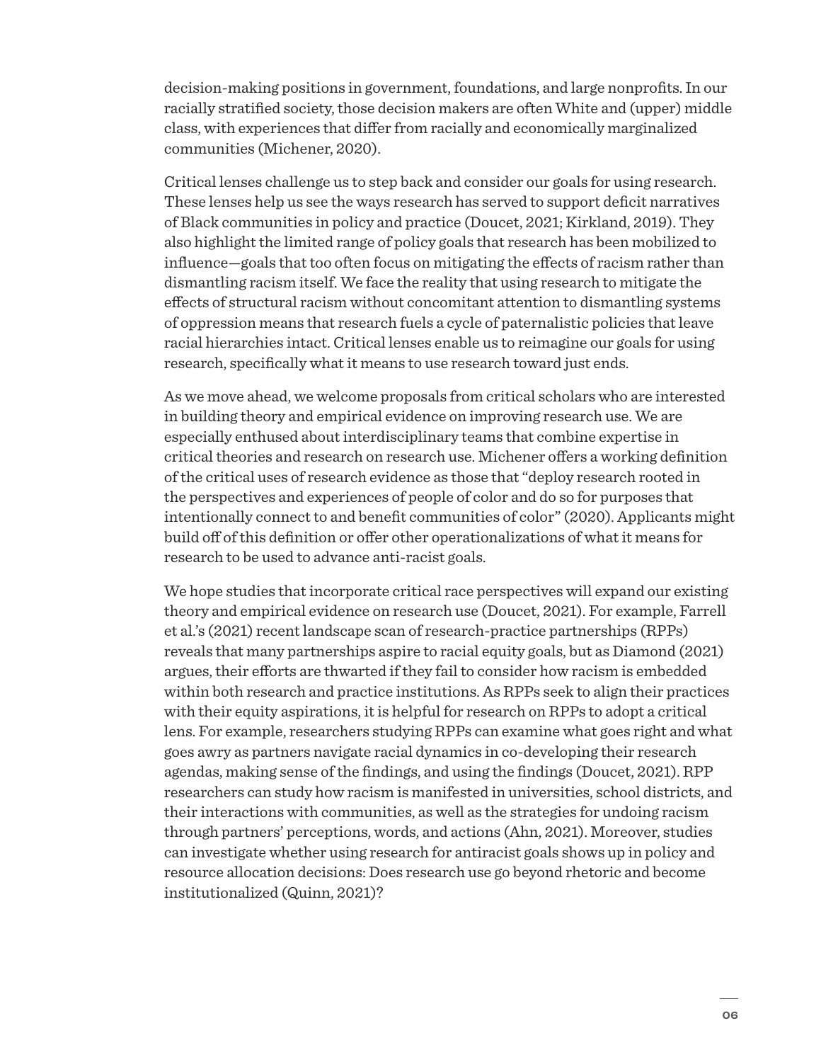decision-making positions in government, foundations, and large nonprofits. In our racially stratified society, those decision makers are often White and (upper) middle class, with experiences that differ from racially and economically marginalized communities (Michener, 2020).

Critical lenses challenge us to step back and consider our goals for using research. These lenses help us see the ways research has served to support deficit narratives of Black communities in policy and practice (Doucet, 2021; Kirkland, 2019). They also highlight the limited range of policy goals that research has been mobilized to influence—goals that too often focus on mitigating the effects of racism rather than dismantling racism itself. We face the reality that using research to mitigate the effects of structural racism without concomitant attention to dismantling systems of oppression means that research fuels a cycle of paternalistic policies that leave racial hierarchies intact. Critical lenses enable us to reimagine our goals for using research, specifically what it means to use research toward just ends.

As we move ahead, we welcome proposals from critical scholars who are interested in building theory and empirical evidence on improving research use. We are especially enthused about interdisciplinary teams that combine expertise in critical theories and research on research use. Michener offers a working definition of the critical uses of research evidence as those that "deploy research rooted in the perspectives and experiences of people of color and do so for purposes that intentionally connect to and benefit communities of color" (2020). Applicants might build off of this definition or offer other operationalizations of what it means for research to be used to advance anti-racist goals.

We hope studies that incorporate critical race perspectives will expand our existing theory and empirical evidence on research use (Doucet, 2021). For example, Farrell et al.'s (2021) recent landscape scan of research-practice partnerships (RPPs) reveals that many partnerships aspire to racial equity goals, but as Diamond (2021) argues, their efforts are thwarted if they fail to consider how racism is embedded within both research and practice institutions. As RPPs seek to align their practices with their equity aspirations, it is helpful for research on RPPs to adopt a critical lens. For example, researchers studying RPPs can examine what goes right and what goes awry as partners navigate racial dynamics in co-developing their research agendas, making sense of the findings, and using the findings (Doucet, 2021). RPP researchers can study how racism is manifested in universities, school districts, and their interactions with communities, as well as the strategies for undoing racism through partners' perceptions, words, and actions (Ahn, 2021). Moreover, studies can investigate whether using research for antiracist goals shows up in policy and resource allocation decisions: Does research use go beyond rhetoric and become institutionalized (Quinn, 2021)?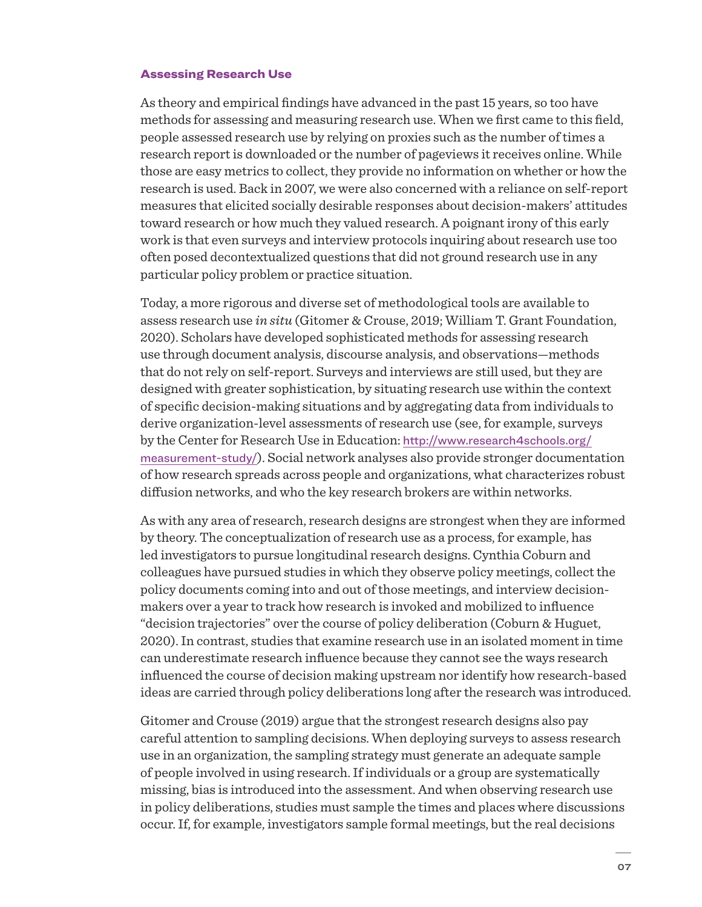### Assessing Research Use

As theory and empirical findings have advanced in the past 15 years, so too have methods for assessing and measuring research use. When we first came to this field, people assessed research use by relying on proxies such as the number of times a research report is downloaded or the number of pageviews it receives online. While those are easy metrics to collect, they provide no information on whether or how the research is used. Back in 2007, we were also concerned with a reliance on self-report measures that elicited socially desirable responses about decision-makers' attitudes toward research or how much they valued research. A poignant irony of this early work is that even surveys and interview protocols inquiring about research use too often posed decontextualized questions that did not ground research use in any particular policy problem or practice situation.

Today, a more rigorous and diverse set of methodological tools are available to assess research use *in situ* (Gitomer & Crouse, 2019; William T. Grant Foundation, 2020). Scholars have developed sophisticated methods for assessing research use through document analysis, discourse analysis, and observations—methods that do not rely on self-report. Surveys and interviews are still used, but they are designed with greater sophistication, by situating research use within the context of specific decision-making situations and by aggregating data from individuals to derive organization-level assessments of research use (see, for example, surveys by the Center for Research Use in Education: http://www.research4schools.org/measurement-study/). Social network analyses also provide stronger documentation of how research spreads across people and organizations, what characterizes robust diffusion networks, and who the key research brokers are within networks.

As with any area of research, research designs are strongest when they are informed by theory. The conceptualization of research use as a process, for example, has led investigators to pursue longitudinal research designs. Cynthia Coburn and colleagues have pursued studies in which they observe policy meetings, collect the policy documents coming into and out of those meetings, and interview decision-makers over a year to track how research is invoked and mobilized to influence "decision trajectories" over the course of policy deliberation (Coburn & Huguet, 2020). In contrast, studies that examine research use in an isolated moment in time can underestimate research influence because they cannot see the ways research influenced the course of decision making upstream nor identify how research-based ideas are carried through policy deliberations long after the research was introduced.

Gitomer and Crouse (2019) argue that the strongest research designs also pay careful attention to sampling decisions. When deploying surveys to assess research use in an organization, the sampling strategy must generate an adequate sample of people involved in using research. If individuals or a group are systematically missing, bias is introduced into the assessment. And when observing research use in policy deliberations, studies must sample the times and places where discussions occur. If, for example, investigators sample formal meetings, but the real decisions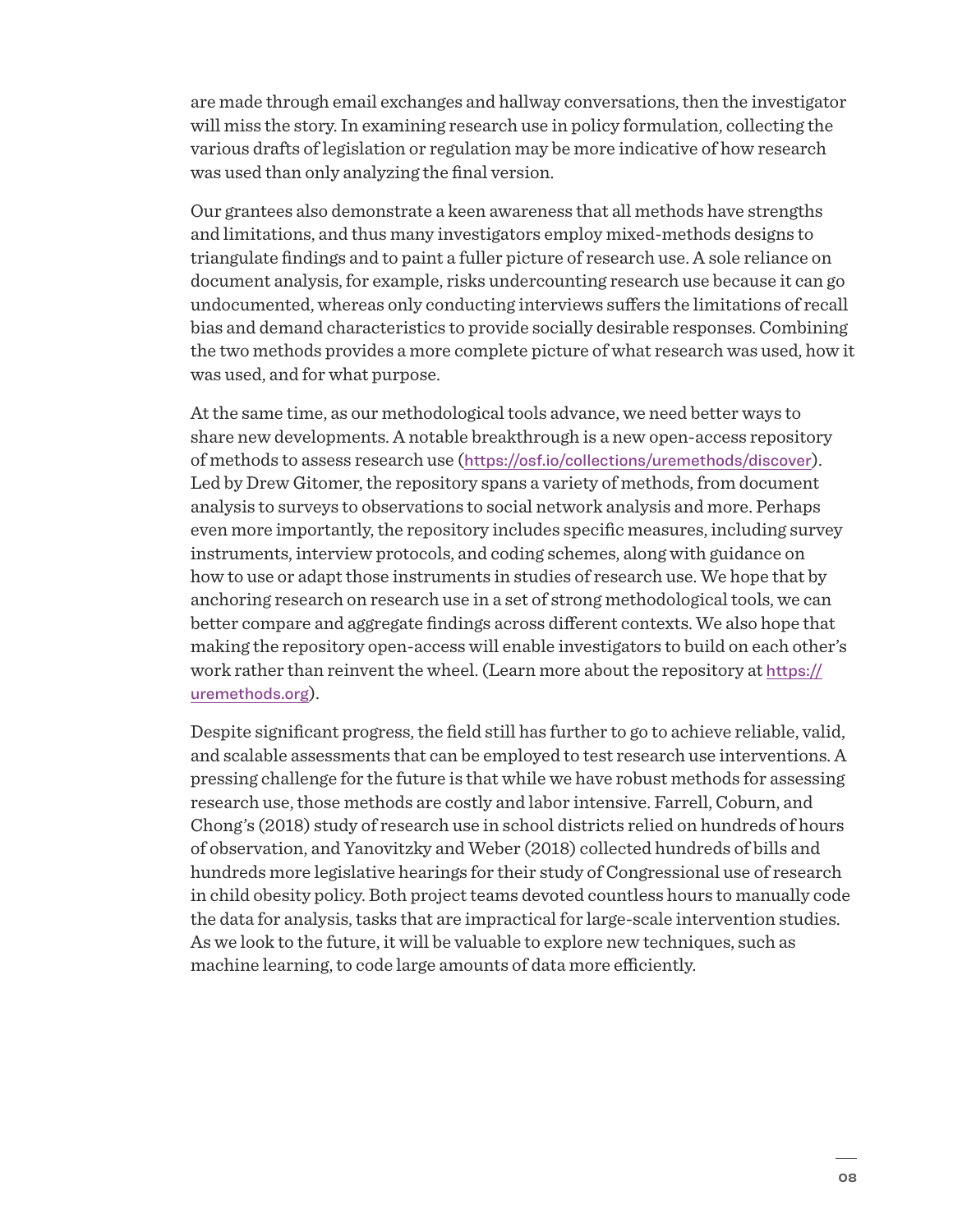are made through email exchanges and hallway conversations, then the investigator will miss the story. In examining research use in policy formulation, collecting the various drafts of legislation or regulation may be more indicative of how research was used than only analyzing the final version.

Our grantees also demonstrate a keen awareness that all methods have strengths and limitations, and thus many investigators employ mixed-methods designs to triangulate findings and to paint a fuller picture of research use. A sole reliance on document analysis, for example, risks undercounting research use because it can go undocumented, whereas only conducting interviews suffers the limitations of recall bias and demand characteristics to provide socially desirable responses. Combining the two methods provides a more complete picture of what research was used, how it was used, and for what purpose.

At the same time, as our methodological tools advance, we need better ways to share new developments. A notable breakthrough is a new open-access repository of methods to assess research use (https://osf.io/collections/uremethods/discover). Led by Drew Gitomer, the repository spans a variety of methods, from document analysis to surveys to observations to social network analysis and more. Perhaps even more importantly, the repository includes specific measures, including survey instruments, interview protocols, and coding schemes, along with guidance on how to use or adapt those instruments in studies of research use. We hope that by anchoring research on research use in a set of strong methodological tools, we can better compare and aggregate findings across different contexts. We also hope that making the repository open-access will enable investigators to build on each other's work rather than reinvent the wheel. (Learn more about the repository at https://uremethods.org).

Despite significant progress, the field still has further to go to achieve reliable, valid, and scalable assessments that can be employed to test research use interventions. A pressing challenge for the future is that while we have robust methods for assessing research use, those methods are costly and labor intensive. Farrell, Coburn, and Chong's (2018) study of research use in school districts relied on hundreds of hours of observation, and Yanovitzky and Weber (2018) collected hundreds of bills and hundreds more legislative hearings for their study of Congressional use of research in child obesity policy. Both project teams devoted countless hours to manually code the data for analysis, tasks that are impractical for large-scale intervention studies. As we look to the future, it will be valuable to explore new techniques, such as machine learning, to code large amounts of data more efficiently.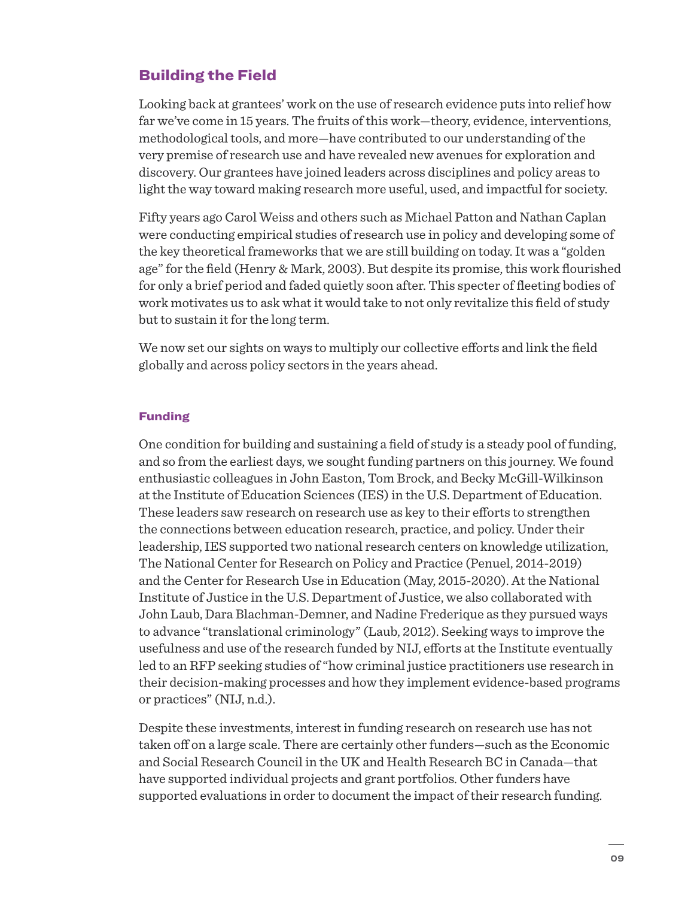## Building the Field

Looking back at grantees' work on the use of research evidence puts into relief how far we've come in 15 years. The fruits of this work—theory, evidence, interventions, methodological tools, and more—have contributed to our understanding of the very premise of research use and have revealed new avenues for exploration and discovery. Our grantees have joined leaders across disciplines and policy areas to light the way toward making research more useful, used, and impactful for society.

Fifty years ago Carol Weiss and others such as Michael Patton and Nathan Caplan were conducting empirical studies of research use in policy and developing some of the key theoretical frameworks that we are still building on today. It was a "golden age" for the field (Henry & Mark, 2003). But despite its promise, this work flourished for only a brief period and faded quietly soon after. This specter of fleeting bodies of work motivates us to ask what it would take to not only revitalize this field of study but to sustain it for the long term.

We now set our sights on ways to multiply our collective efforts and link the field globally and across policy sectors in the years ahead.

### Funding

One condition for building and sustaining a field of study is a steady pool of funding, and so from the earliest days, we sought funding partners on this journey. We found enthusiastic colleagues in John Easton, Tom Brock, and Becky McGill-Wilkinson at the Institute of Education Sciences (IES) in the U.S. Department of Education. These leaders saw research on research use as key to their efforts to strengthen the connections between education research, practice, and policy. Under their leadership, IES supported two national research centers on knowledge utilization, The National Center for Research on Policy and Practice (Penuel, 2014-2019) and the Center for Research Use in Education (May, 2015-2020). At the National Institute of Justice in the U.S. Department of Justice, we also collaborated with John Laub, Dara Blachman-Demner, and Nadine Frederique as they pursued ways to advance "translational criminology" (Laub, 2012). Seeking ways to improve the usefulness and use of the research funded by NIJ, efforts at the Institute eventually led to an RFP seeking studies of "how criminal justice practitioners use research in their decision-making processes and how they implement evidence-based programs or practices" (NIJ, n.d.).

Despite these investments, interest in funding research on research use has not taken off on a large scale. There are certainly other funders—such as the Economic and Social Research Council in the UK and Health Research BC in Canada—that have supported individual projects and grant portfolios. Other funders have supported evaluations in order to document the impact of their research funding.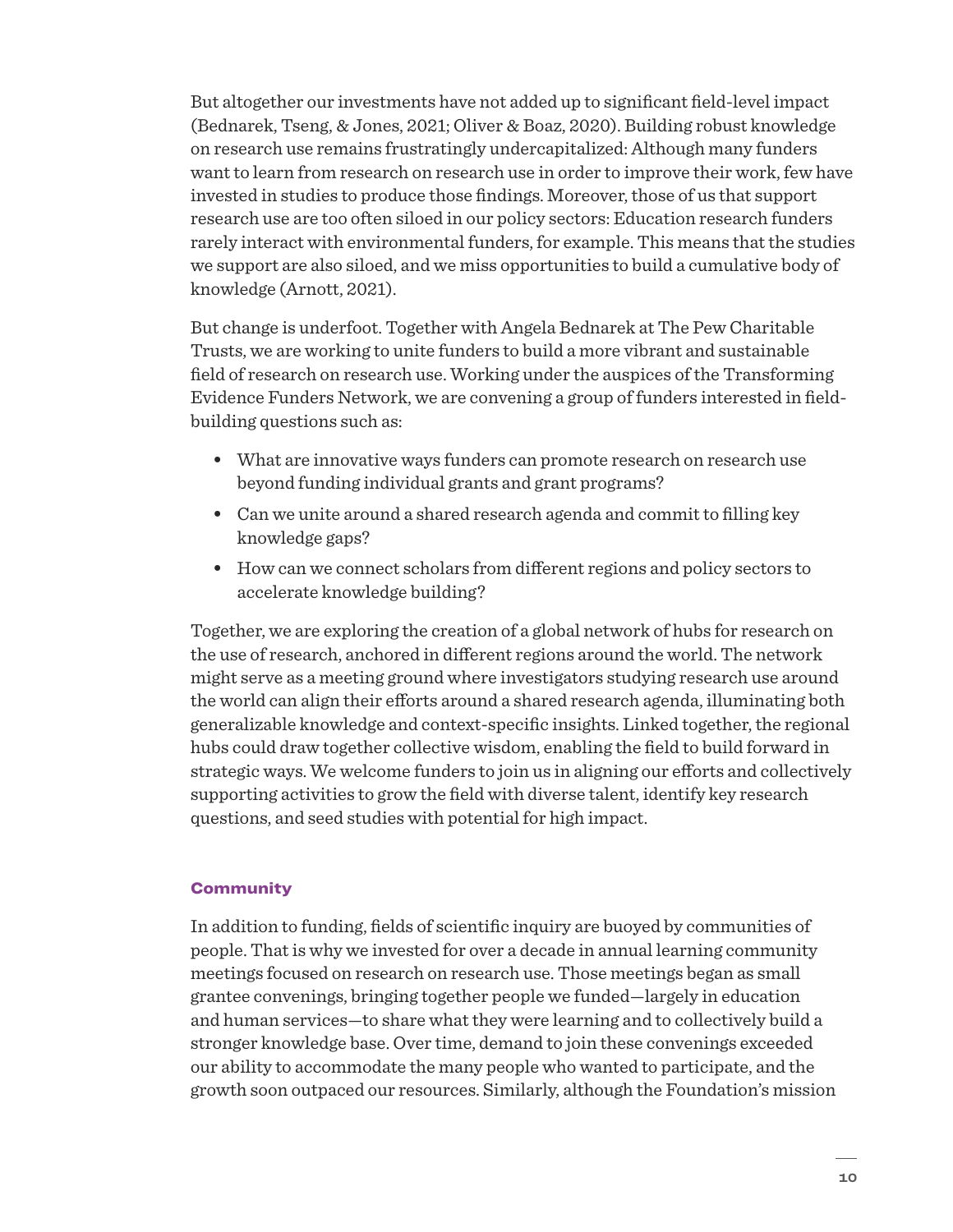But altogether our investments have not added up to significant field-level impact (Bednarek, Tseng, & Jones, 2021; Oliver & Boaz, 2020). Building robust knowledge on research use remains frustratingly undercapitalized: Although many funders want to learn from research on research use in order to improve their work, few have invested in studies to produce those findings. Moreover, those of us that support research use are too often siloed in our policy sectors: Education research funders rarely interact with environmental funders, for example. This means that the studies we support are also siloed, and we miss opportunities to build a cumulative body of knowledge (Arnott, 2021).

But change is underfoot. Together with Angela Bednarek at The Pew Charitable Trusts, we are working to unite funders to build a more vibrant and sustainable field of research on research use. Working under the auspices of the Transforming Evidence Funders Network, we are convening a group of funders interested in field-building questions such as:

- What are innovative ways funders can promote research on research use beyond funding individual grants and grant programs?
- Can we unite around a shared research agenda and commit to filling key knowledge gaps?
- How can we connect scholars from different regions and policy sectors to accelerate knowledge building?

Together, we are exploring the creation of a global network of hubs for research on the use of research, anchored in different regions around the world. The network might serve as a meeting ground where investigators studying research use around the world can align their efforts around a shared research agenda, illuminating both generalizable knowledge and context-specific insights. Linked together, the regional hubs could draw together collective wisdom, enabling the field to build forward in strategic ways. We welcome funders to join us in aligning our efforts and collectively supporting activities to grow the field with diverse talent, identify key research questions, and seed studies with potential for high impact.

### Community

In addition to funding, fields of scientific inquiry are buoyed by communities of people. That is why we invested for over a decade in annual learning community meetings focused on research on research use. Those meetings began as small grantee convenings, bringing together people we funded—largely in education and human services—to share what they were learning and to collectively build a stronger knowledge base. Over time, demand to join these convenings exceeded our ability to accommodate the many people who wanted to participate, and the growth soon outpaced our resources. Similarly, although the Foundation's mission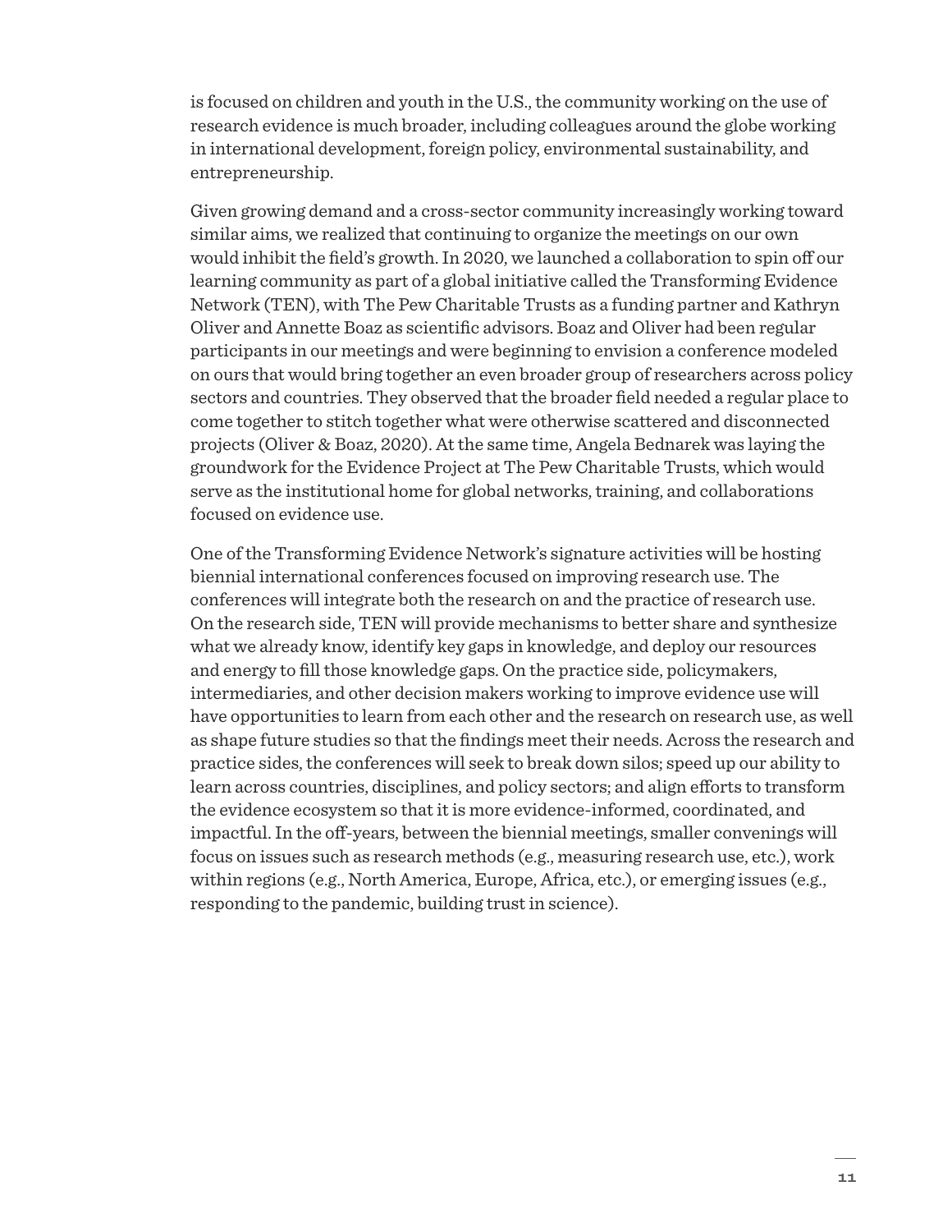is focused on children and youth in the U.S., the community working on the use of research evidence is much broader, including colleagues around the globe working in international development, foreign policy, environmental sustainability, and entrepreneurship.

Given growing demand and a cross-sector community increasingly working toward similar aims, we realized that continuing to organize the meetings on our own would inhibit the field's growth. In 2020, we launched a collaboration to spin off our learning community as part of a global initiative called the Transforming Evidence Network (TEN), with The Pew Charitable Trusts as a funding partner and Kathryn Oliver and Annette Boaz as scientific advisors. Boaz and Oliver had been regular participants in our meetings and were beginning to envision a conference modeled on ours that would bring together an even broader group of researchers across policy sectors and countries. They observed that the broader field needed a regular place to come together to stitch together what were otherwise scattered and disconnected projects (Oliver & Boaz, 2020). At the same time, Angela Bednarek was laying the groundwork for the Evidence Project at The Pew Charitable Trusts, which would serve as the institutional home for global networks, training, and collaborations focused on evidence use.

One of the Transforming Evidence Network's signature activities will be hosting biennial international conferences focused on improving research use. The conferences will integrate both the research on and the practice of research use. On the research side, TEN will provide mechanisms to better share and synthesize what we already know, identify key gaps in knowledge, and deploy our resources and energy to fill those knowledge gaps. On the practice side, policymakers, intermediaries, and other decision makers working to improve evidence use will have opportunities to learn from each other and the research on research use, as well as shape future studies so that the findings meet their needs. Across the research and practice sides, the conferences will seek to break down silos; speed up our ability to learn across countries, disciplines, and policy sectors; and align efforts to transform the evidence ecosystem so that it is more evidence-informed, coordinated, and impactful. In the off-years, between the biennial meetings, smaller convenings will focus on issues such as research methods (e.g., measuring research use, etc.), work within regions (e.g., North America, Europe, Africa, etc.), or emerging issues (e.g., responding to the pandemic, building trust in science).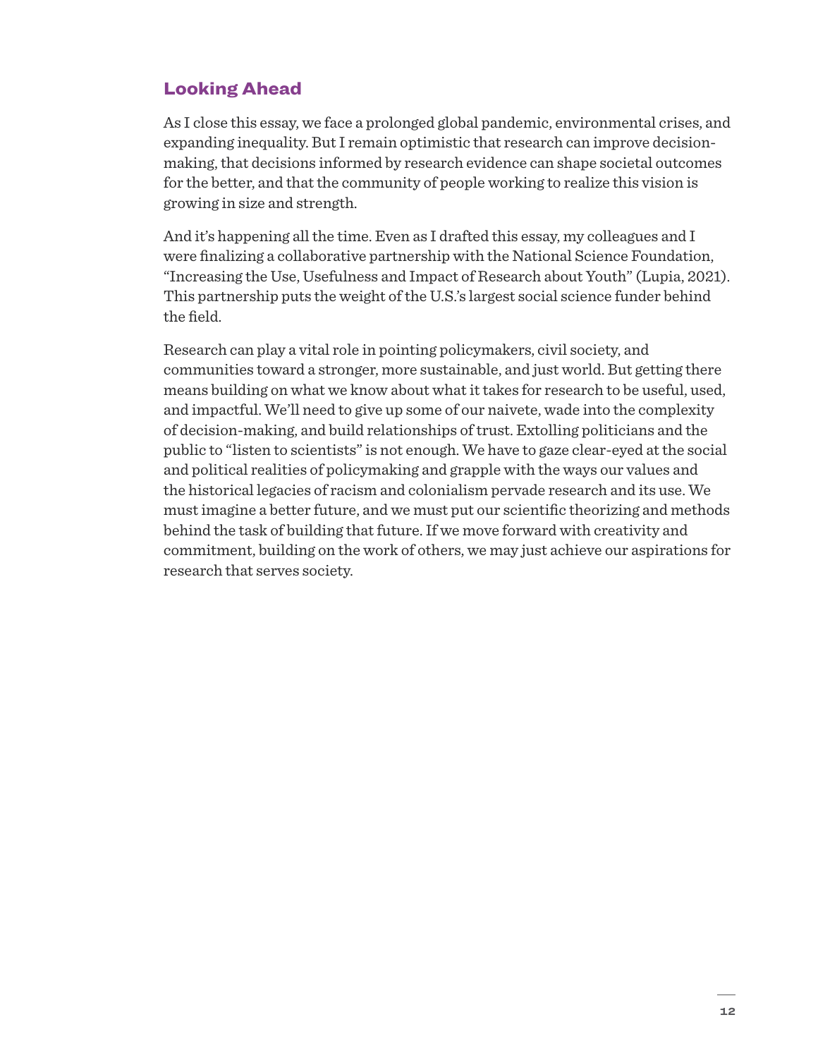## Looking Ahead

As I close this essay, we face a prolonged global pandemic, environmental crises, and expanding inequality. But I remain optimistic that research can improve decision-making, that decisions informed by research evidence can shape societal outcomes for the better, and that the community of people working to realize this vision is growing in size and strength.

And it's happening all the time. Even as I drafted this essay, my colleagues and I were finalizing a collaborative partnership with the National Science Foundation, "Increasing the Use, Usefulness and Impact of Research about Youth" (Lupia, 2021). This partnership puts the weight of the U.S.'s largest social science funder behind the field.

Research can play a vital role in pointing policymakers, civil society, and communities toward a stronger, more sustainable, and just world. But getting there means building on what we know about what it takes for research to be useful, used, and impactful. We'll need to give up some of our naivete, wade into the complexity of decision-making, and build relationships of trust. Extolling politicians and the public to "listen to scientists" is not enough. We have to gaze clear-eyed at the social and political realities of policymaking and grapple with the ways our values and the historical legacies of racism and colonialism pervade research and its use. We must imagine a better future, and we must put our scientific theorizing and methods behind the task of building that future. If we move forward with creativity and commitment, building on the work of others, we may just achieve our aspirations for research that serves society.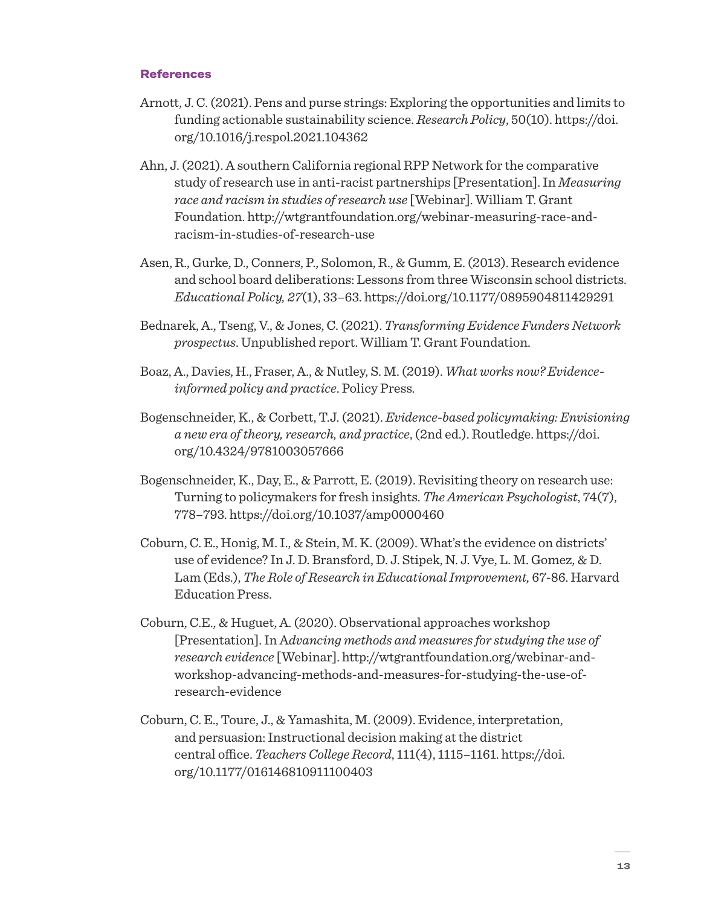### References

Arnott, J. C. (2021). Pens and purse strings: Exploring the opportunities and limits to funding actionable sustainability science. *Research Policy*, 50(10). https://doi.org/10.1016/j.respol.2021.104362

Ahn, J. (2021). A southern California regional RPP Network for the comparative study of research use in anti-racist partnerships [Presentation]. In *Measuring race and racism in studies of research use* [Webinar]. William T. Grant Foundation. http://wtgrantfoundation.org/webinar-measuring-race-and-racism-in-studies-of-research-use

Asen, R., Gurke, D., Conners, P., Solomon, R., & Gumm, E. (2013). Research evidence and school board deliberations: Lessons from three Wisconsin school districts. *Educational Policy, 27*(1), 33–63. https://doi.org/10.1177/0895904811429291

Bednarek, A., Tseng, V., & Jones, C. (2021). *Transforming Evidence Funders Network prospectus*. Unpublished report. William T. Grant Foundation.

Boaz, A., Davies, H., Fraser, A., & Nutley, S. M. (2019). *What works now? Evidence-informed policy and practice*. Policy Press.

Bogenschneider, K., & Corbett, T.J. (2021). *Evidence-based policymaking: Envisioning a new era of theory, research, and practice*, (2nd ed.). Routledge. https://doi.org/10.4324/9781003057666

Bogenschneider, K., Day, E., & Parrott, E. (2019). Revisiting theory on research use: Turning to policymakers for fresh insights. *The American Psychologist*, 74(7), 778–793. https://doi.org/10.1037/amp0000460

Coburn, C. E., Honig, M. I., & Stein, M. K. (2009). What's the evidence on districts' use of evidence? In J. D. Bransford, D. J. Stipek, N. J. Vye, L. M. Gomez, & D. Lam (Eds.), *The Role of Research in Educational Improvement,* 67-86. Harvard Education Press.

Coburn, C.E., & Huguet, A. (2020). Observational approaches workshop [Presentation]. In A*dvancing methods and measures for studying the use of research evidence* [Webinar]. http://wtgrantfoundation.org/webinar-and-workshop-advancing-methods-and-measures-for-studying-the-use-of-research-evidence

Coburn, C. E., Toure, J., & Yamashita, M. (2009). Evidence, interpretation, and persuasion: Instructional decision making at the district central office. *Teachers College Record,* 111(4), 1115–1161. https://doi.org/10.1177/016146810911100403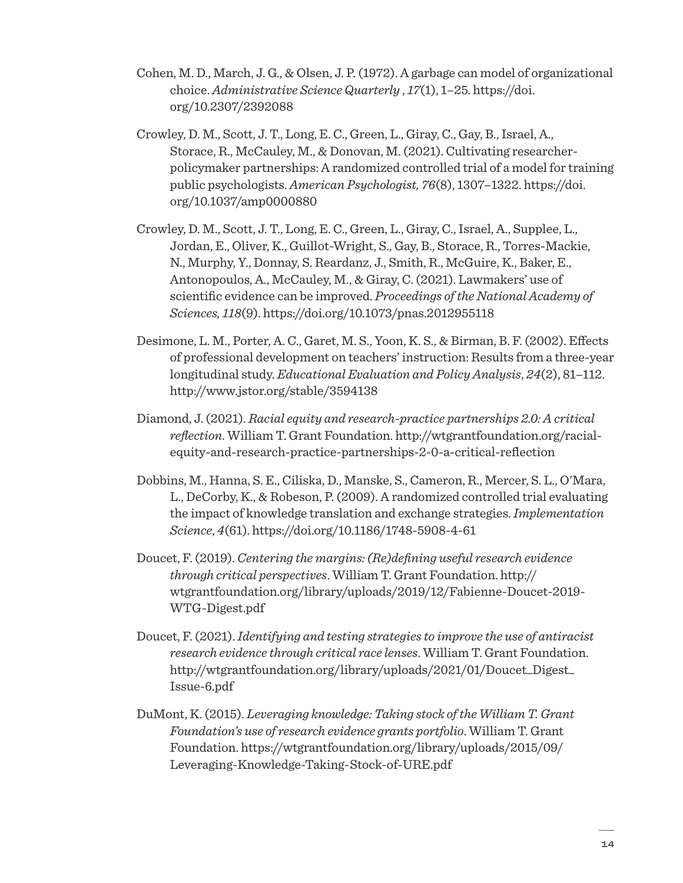Cohen, M. D., March, J. G., & Olsen, J. P. (1972). A garbage can model of organizational choice. *Administrative Science Quarterly , 17*(1), 1–25. https://doi.org/10.2307/2392088

Crowley, D. M., Scott, J. T., Long, E. C., Green, L., Giray, C., Gay, B., Israel, A., Storace, R., McCauley, M., & Donovan, M. (2021). Cultivating researcher-policymaker partnerships: A randomized controlled trial of a model for training public psychologists. *American Psychologist, 76*(8), 1307–1322. https://doi.org/10.1037/amp0000880

Crowley, D. M., Scott, J. T., Long, E. C., Green, L., Giray, C., Israel, A., Supplee, L., Jordan, E., Oliver, K., Guillot-Wright, S., Gay, B., Storace, R., Torres-Mackie, N., Murphy, Y., Donnay, S. Reardanz, J., Smith, R., McGuire, K., Baker, E., Antonopoulos, A., McCauley, M., & Giray, C. (2021). Lawmakers' use of scientific evidence can be improved. *Proceedings of the National Academy of Sciences, 118*(9). https://doi.org/10.1073/pnas.2012955118

Desimone, L. M., Porter, A. C., Garet, M. S., Yoon, K. S., & Birman, B. F. (2002). Effects of professional development on teachers' instruction: Results from a three-year longitudinal study. *Educational Evaluation and Policy Analysis*, *24*(2), 81–112. http://www.jstor.org/stable/3594138

Diamond, J. (2021). *Racial equity and research-practice partnerships 2.0: A critical reflection.* William T. Grant Foundation. http://wtgrantfoundation.org/racial-equity-and-research-practice-partnerships-2-0-a-critical-reflection

Dobbins, M., Hanna, S. E., Ciliska, D., Manske, S., Cameron, R., Mercer, S. L., O'Mara, L., DeCorby, K., & Robeson, P. (2009). A randomized controlled trial evaluating the impact of knowledge translation and exchange strategies. *Implementation Science*, *4*(61). https://doi.org/10.1186/1748-5908-4-61

Doucet, F. (2019). *Centering the margins: (Re)defining useful research evidence through critical perspectives*. William T. Grant Foundation. http://wtgrantfoundation.org/library/uploads/2019/12/Fabienne-Doucet-2019-WTG-Digest.pdf

Doucet, F. (2021). *Identifying and testing strategies to improve the use of antiracist research evidence through critical race lenses*. William T. Grant Foundation. http://wtgrantfoundation.org/library/uploads/2021/01/Doucet_Digest_Issue-6.pdf

DuMont, K. (2015). *Leveraging knowledge: Taking stock of the William T. Grant Foundation's use of research evidence grants portfolio*. William T. Grant Foundation. https://wtgrantfoundation.org/library/uploads/2015/09/Leveraging-Knowledge-Taking-Stock-of-URE.pdf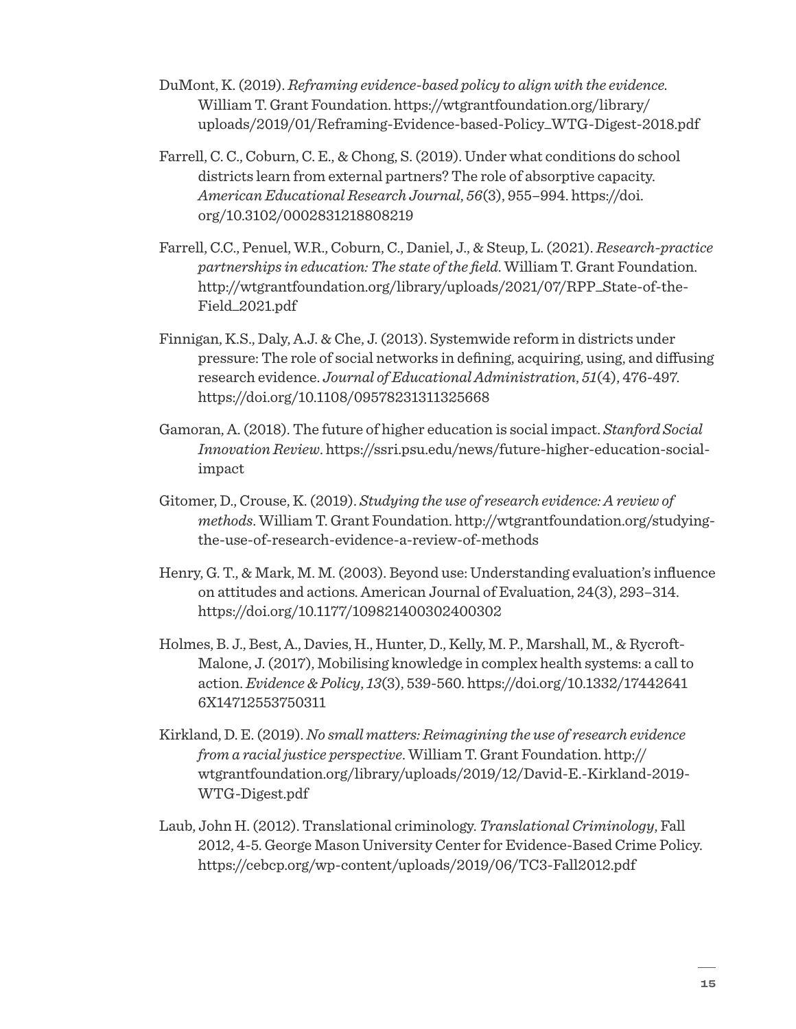DuMont, K. (2019). *Reframing evidence-based policy to align with the evidence.* William T. Grant Foundation. https://wtgrantfoundation.org/library/uploads/2019/01/Reframing-Evidence-based-Policy_WTG-Digest-2018.pdf

Farrell, C. C., Coburn, C. E., & Chong, S. (2019). Under what conditions do school districts learn from external partners? The role of absorptive capacity. *American Educational Research Journal, 56*(3), 955–994. https://doi.org/10.3102/0002831218808219

Farrell, C.C., Penuel, W.R., Coburn, C., Daniel, J., & Steup, L. (2021). *Research-practice partnerships in education: The state of the field.* William T. Grant Foundation. http://wtgrantfoundation.org/library/uploads/2021/07/RPP_State-of-the-Field_2021.pdf

Finnigan, K.S., Daly, A.J. & Che, J. (2013). Systemwide reform in districts under pressure: The role of social networks in defining, acquiring, using, and diffusing research evidence. *Journal of Educational Administration, 51*(4), 476-497. https://doi.org/10.1108/09578231311325668

Gamoran, A. (2018). The future of higher education is social impact. *Stanford Social Innovation Review*. https://ssri.psu.edu/news/future-higher-education-social-impact

Gitomer, D., Crouse, K. (2019). *Studying the use of research evidence: A review of methods*. William T. Grant Foundation. http://wtgrantfoundation.org/studying-the-use-of-research-evidence-a-review-of-methods

Henry, G. T., & Mark, M. M. (2003). Beyond use: Understanding evaluation's influence on attitudes and actions. American Journal of Evaluation, 24(3), 293–314. https://doi.org/10.1177/109821400302400302

Holmes, B. J., Best, A., Davies, H., Hunter, D., Kelly, M. P., Marshall, M., & Rycroft-Malone, J. (2017), Mobilising knowledge in complex health systems: a call to action. *Evidence & Policy*, *13*(3), 539-560. https://doi.org/10.1332/174426416X14712553750311

Kirkland, D. E. (2019). *No small matters: Reimagining the use of research evidence from a racial justice perspective*. William T. Grant Foundation. http://wtgrantfoundation.org/library/uploads/2019/12/David-E.-Kirkland-2019-WTG-Digest.pdf

Laub, John H. (2012). Translational criminology. *Translational Criminology*, Fall 2012, 4-5. George Mason University Center for Evidence-Based Crime Policy. https://cebcp.org/wp-content/uploads/2019/06/TC3-Fall2012.pdf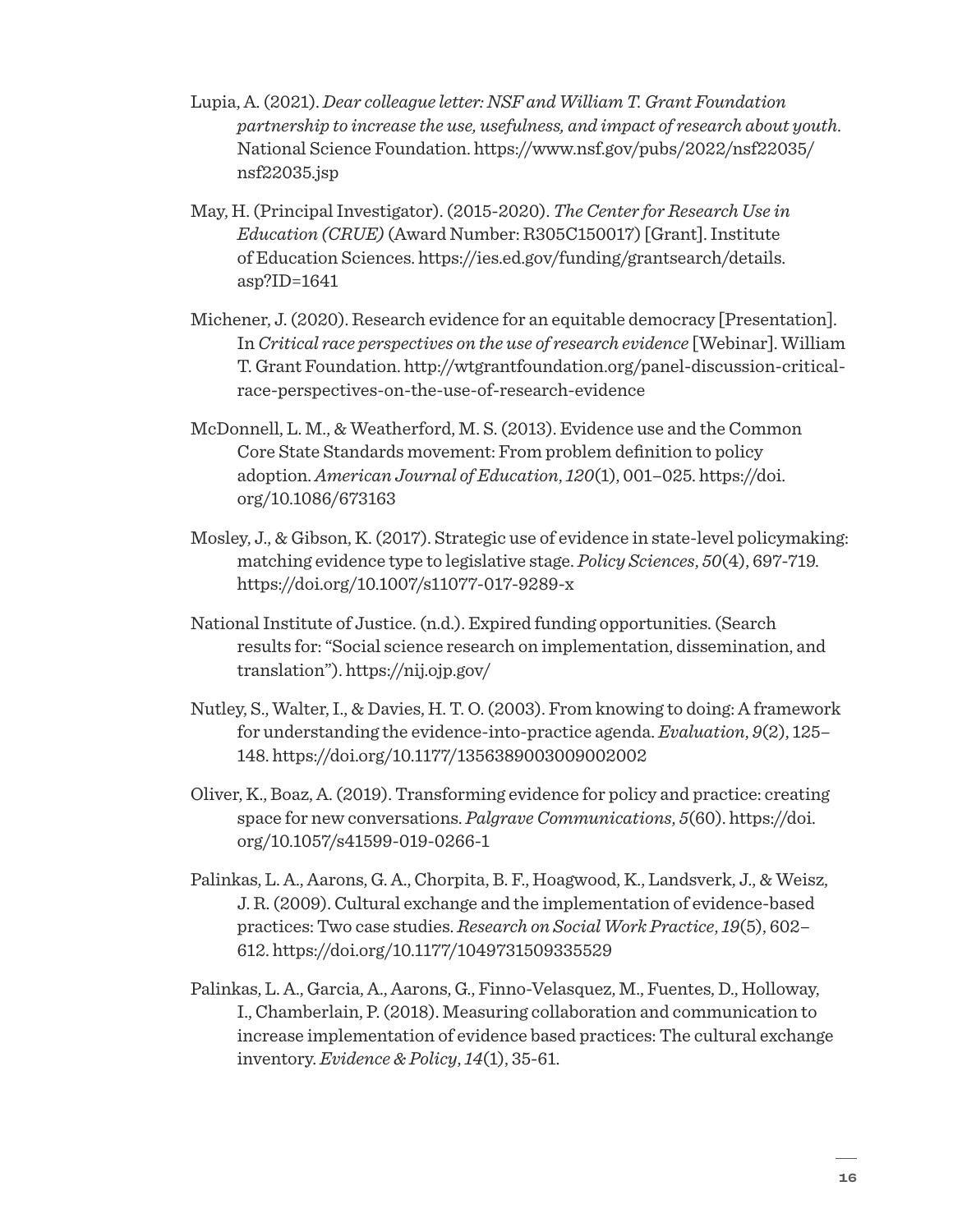Lupia, A. (2021). *Dear colleague letter: NSF and William T. Grant Foundation partnership to increase the use, usefulness, and impact of research about youth.* National Science Foundation. https://www.nsf.gov/pubs/2022/nsf22035/nsf22035.jsp

May, H. (Principal Investigator). (2015-2020). *The Center for Research Use in Education (CRUE)* (Award Number: R305C150017) [Grant]. Institute of Education Sciences. https://ies.ed.gov/funding/grantsearch/details.asp?ID=1641

Michener, J. (2020). Research evidence for an equitable democracy [Presentation]. In *Critical race perspectives on the use of research evidence* [Webinar]. William T. Grant Foundation. http://wtgrantfoundation.org/panel-discussion-critical-race-perspectives-on-the-use-of-research-evidence

McDonnell, L. M., & Weatherford, M. S. (2013). Evidence use and the Common Core State Standards movement: From problem definition to policy adoption. *American Journal of Education*, *120*(1), 001–025. https://doi.org/10.1086/673163

Mosley, J., & Gibson, K. (2017). Strategic use of evidence in state-level policymaking: matching evidence type to legislative stage. *Policy Sciences*, *50*(4), 697-719. https://doi.org/10.1007/s11077-017-9289-x

National Institute of Justice. (n.d.). Expired funding opportunities. (Search results for: "Social science research on implementation, dissemination, and translation"). https://nij.ojp.gov/

Nutley, S., Walter, I., & Davies, H. T. O. (2003). From knowing to doing: A framework for understanding the evidence-into-practice agenda. *Evaluation*, *9*(2), 125–148. https://doi.org/10.1177/1356389003009002002

Oliver, K., Boaz, A. (2019). Transforming evidence for policy and practice: creating space for new conversations. *Palgrave Communications*, *5*(60). https://doi.org/10.1057/s41599-019-0266-1

Palinkas, L. A., Aarons, G. A., Chorpita, B. F., Hoagwood, K., Landsverk, J., & Weisz, J. R. (2009). Cultural exchange and the implementation of evidence-based practices: Two case studies. *Research on Social Work Practice*, *19*(5), 602–612. https://doi.org/10.1177/1049731509335529

Palinkas, L. A., Garcia, A., Aarons, G., Finno-Velasquez, M., Fuentes, D., Holloway, I., Chamberlain, P. (2018). Measuring collaboration and communication to increase implementation of evidence based practices: The cultural exchange inventory. *Evidence & Policy*, *14*(1), 35-61.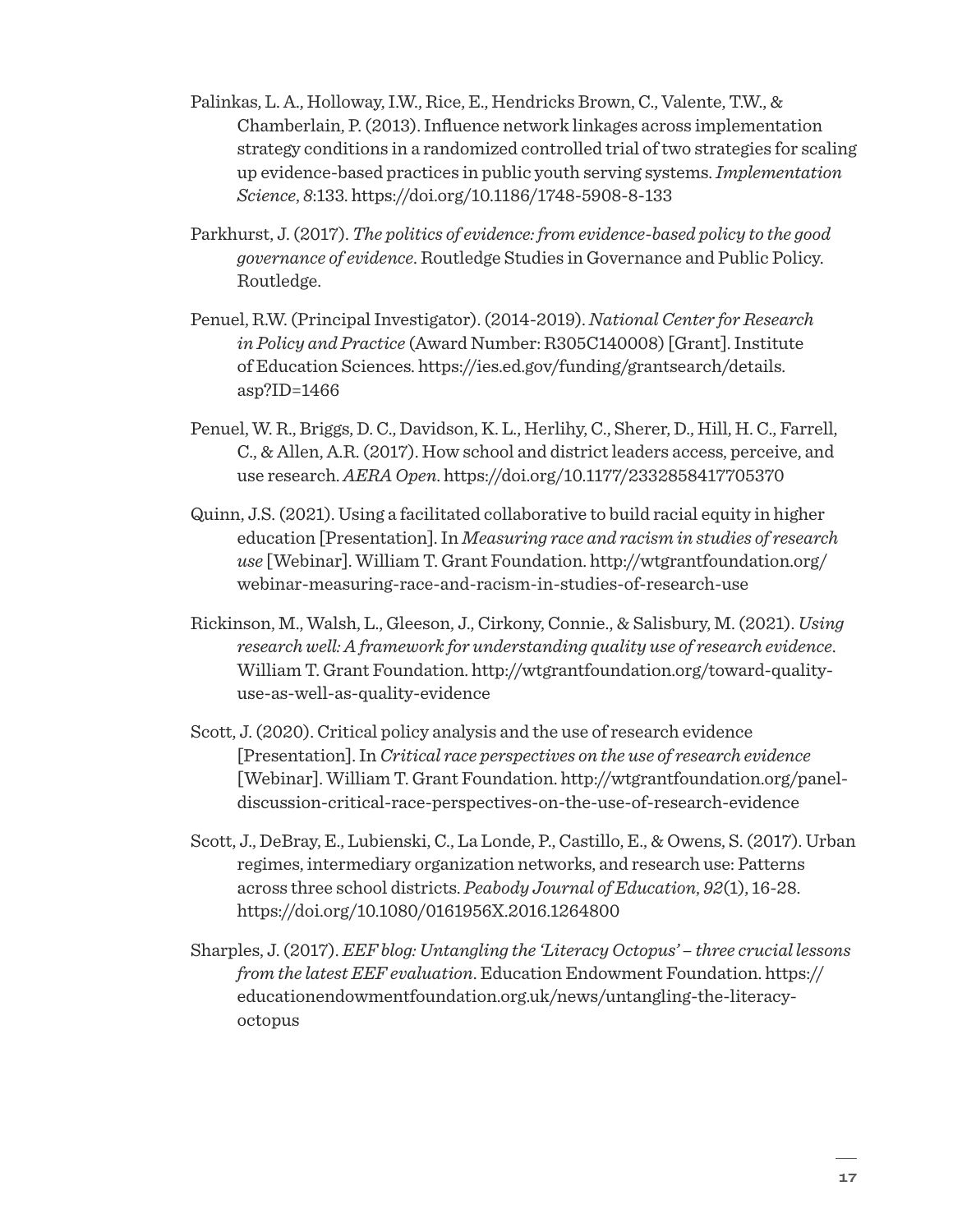Palinkas, L. A., Holloway, I.W., Rice, E., Hendricks Brown, C., Valente, T.W., & Chamberlain, P. (2013). Influence network linkages across implementation strategy conditions in a randomized controlled trial of two strategies for scaling up evidence-based practices in public youth serving systems. *Implementation Science, 8*:133. https://doi.org/10.1186/1748-5908-8-133

Parkhurst, J. (2017). *The politics of evidence: from evidence-based policy to the good governance of evidence*. Routledge Studies in Governance and Public Policy. Routledge.

Penuel, R.W. (Principal Investigator). (2014-2019). *National Center for Research in Policy and Practice* (Award Number: R305C140008) [Grant]. Institute of Education Sciences. https://ies.ed.gov/funding/grantsearch/details.asp?ID=1466

Penuel, W. R., Briggs, D. C., Davidson, K. L., Herlihy, C., Sherer, D., Hill, H. C., Farrell, C., & Allen, A.R. (2017). How school and district leaders access, perceive, and use research. *AERA Open*. https://doi.org/10.1177/2332858417705370

Quinn, J.S. (2021). Using a facilitated collaborative to build racial equity in higher education [Presentation]. In *Measuring race and racism in studies of research use* [Webinar]. William T. Grant Foundation. http://wtgrantfoundation.org/webinar-measuring-race-and-racism-in-studies-of-research-use

Rickinson, M., Walsh, L., Gleeson, J., Cirkony, Connie., & Salisbury, M. (2021). *Using research well: A framework for understanding quality use of research evidence*. William T. Grant Foundation. http://wtgrantfoundation.org/toward-quality-use-as-well-as-quality-evidence

Scott, J. (2020). Critical policy analysis and the use of research evidence [Presentation]. In *Critical race perspectives on the use of research evidence* [Webinar]. William T. Grant Foundation. http://wtgrantfoundation.org/panel-discussion-critical-race-perspectives-on-the-use-of-research-evidence

Scott, J., DeBray, E., Lubienski, C., La Londe, P., Castillo, E., & Owens, S. (2017). Urban regimes, intermediary organization networks, and research use: Patterns across three school districts. *Peabody Journal of Education, 92*(1), 16-28. https://doi.org/10.1080/0161956X.2016.1264800

Sharples, J. (2017). *EEF blog: Untangling the 'Literacy Octopus' – three crucial lessons from the latest EEF evaluation*. Education Endowment Foundation. https://educationendowmentfoundation.org.uk/news/untangling-the-literacy-octopus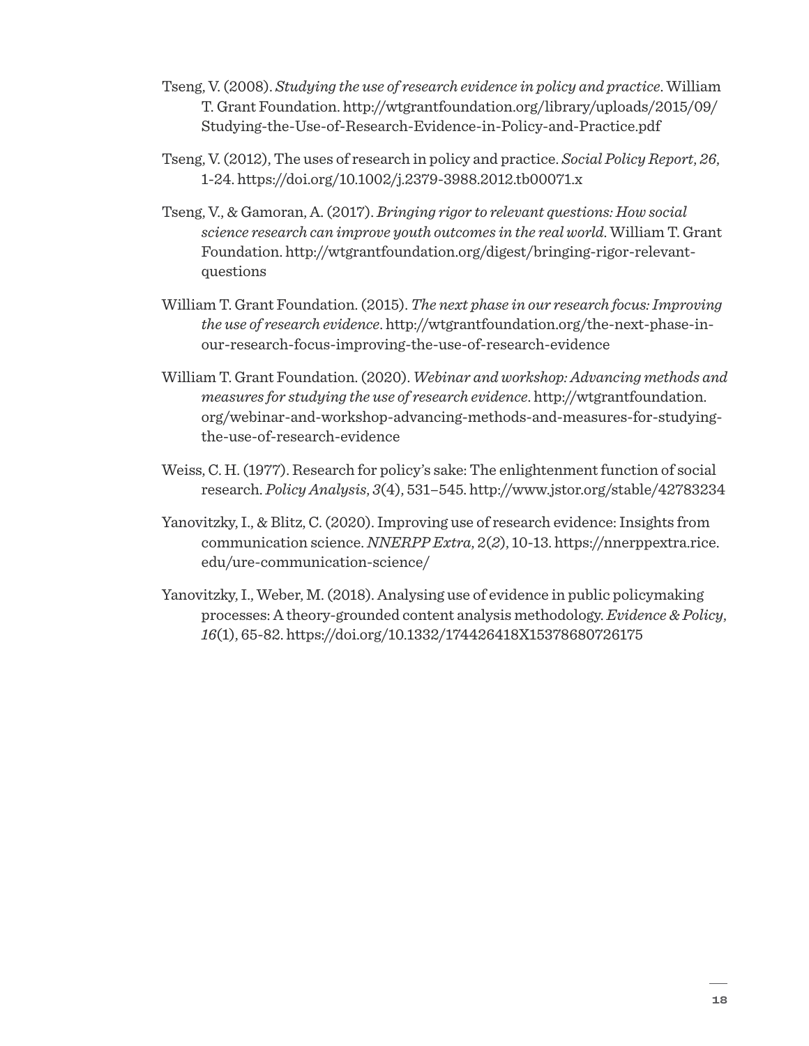Tseng, V. (2008). *Studying the use of research evidence in policy and practice*. William T. Grant Foundation. http://wtgrantfoundation.org/library/uploads/2015/09/Studying-the-Use-of-Research-Evidence-in-Policy-and-Practice.pdf

Tseng, V. (2012), The uses of research in policy and practice. *Social Policy Report, 26,* 1-24. https://doi.org/10.1002/j.2379-3988.2012.tb00071.x

Tseng, V., & Gamoran, A. (2017). *Bringing rigor to relevant questions: How social science research can improve youth outcomes in the real world.* William T. Grant Foundation. http://wtgrantfoundation.org/digest/bringing-rigor-relevant-questions

William T. Grant Foundation. (2015). *The next phase in our research focus: Improving the use of research evidence*. http://wtgrantfoundation.org/the-next-phase-in-our-research-focus-improving-the-use-of-research-evidence

William T. Grant Foundation. (2020). *Webinar and workshop: Advancing methods and measures for studying the use of research evidence*. http://wtgrantfoundation.org/webinar-and-workshop-advancing-methods-and-measures-for-studying-the-use-of-research-evidence

Weiss, C. H. (1977). Research for policy's sake: The enlightenment function of social research. *Policy Analysis*, *3*(4), 531–545. http://www.jstor.org/stable/42783234

Yanovitzky, I., & Blitz, C. (2020). Improving use of research evidence: Insights from communication science. *NNERPP Extra,* 2(*2*), 10-13. https://nnerppextra.rice.edu/ure-communication-science/

Yanovitzky, I., Weber, M. (2018). Analysing use of evidence in public policymaking processes: A theory-grounded content analysis methodology. *Evidence & Policy, 16*(1), 65-82. https://doi.org/10.1332/174426418X15378680726175